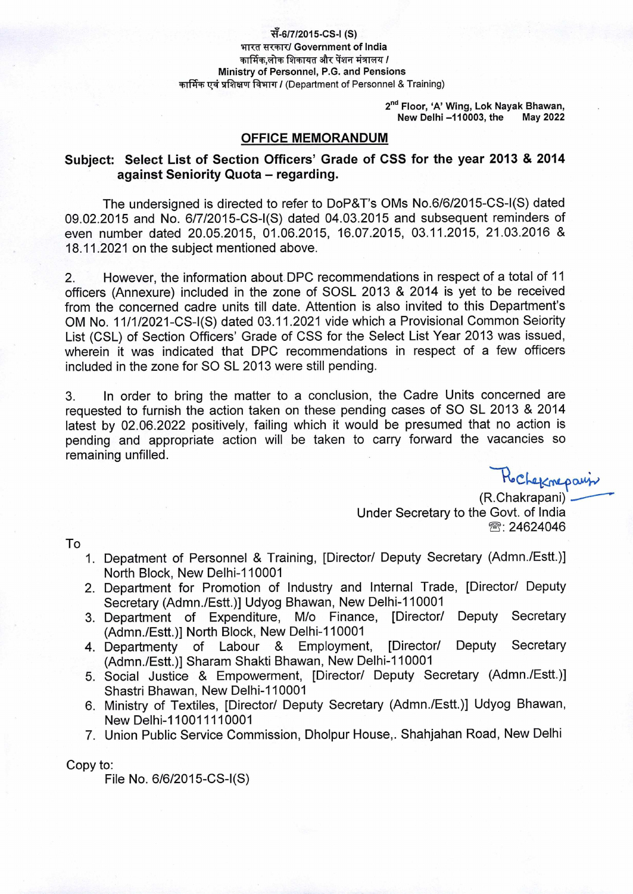सँ-6/7/2015-CS-I (S)
भारत सरकार/ Government of India
कार्मिक,लोक शिकायत और पेंशन मंत्रालय /
Ministry of Personnel, P.G. and Pensions
कार्मिक एवं प्रशिक्षण विभाग / (Department of Personnel & Training)

2nd Floor, 'A' Wing, Lok Nayak Bhawan,
New Delhi –110003, the May 2022

## OFFICE MEMORANDUM

**Subject: Select List of Section Officers' Grade of CSS for the year 2013 & 2014 against Seniority Quota – regarding.**

The undersigned is directed to refer to DoP&T's OMs No.6/6/2015-CS-I(S) dated 09.02.2015 and No. 6/7/2015-CS-I(S) dated 04.03.2015 and subsequent reminders of even number dated 20.05.2015, 01.06.2015, 16.07.2015, 03.11.2015, 21.03.2016 & 18.11.2021 on the subject mentioned above.

2. However, the information about DPC recommendations in respect of a total of 11 officers (Annexure) included in the zone of SOSL 2013 & 2014 is yet to be received from the concerned cadre units till date. Attention is also invited to this Department's OM No. 11/1/2021-CS-I(S) dated 03.11.2021 vide which a Provisional Common Seiority List (CSL) of Section Officers' Grade of CSS for the Select List Year 2013 was issued, wherein it was indicated that DPC recommendations in respect of a few officers included in the zone for SO SL 2013 were still pending.

3. In order to bring the matter to a conclusion, the Cadre Units concerned are requested to furnish the action taken on these pending cases of SO SL 2013 & 2014 latest by 02.06.2022 positively, failing which it would be presumed that no action is pending and appropriate action will be taken to carry forward the vacancies so remaining unfilled.

(R.Chakrapani)
Under Secretary to the Govt. of India
☎: 24624046

To

1. Depatment of Personnel & Training, [Director/ Deputy Secretary (Admn./Estt.)] North Block, New Delhi-110001
2. Department for Promotion of Industry and Internal Trade, [Director/ Deputy Secretary (Admn./Estt.)] Udyog Bhawan, New Delhi-110001
3. Department of Expenditure, M/o Finance, [Director/ Deputy Secretary (Admn./Estt.)] North Block, New Delhi-110001
4. Departmenty of Labour & Employment, [Director/ Deputy Secretary (Admn./Estt.)] Sharam Shakti Bhawan, New Delhi-110001
5. Social Justice & Empowerment, [Director/ Deputy Secretary (Admn./Estt.)] Shastri Bhawan, New Delhi-110001
6. Ministry of Textiles, [Director/ Deputy Secretary (Admn./Estt.)] Udyog Bhawan, New Delhi-110011110001
7. Union Public Service Commission, Dholpur House,. Shahjahan Road, New Delhi

Copy to:
File No. 6/6/2015-CS-I(S)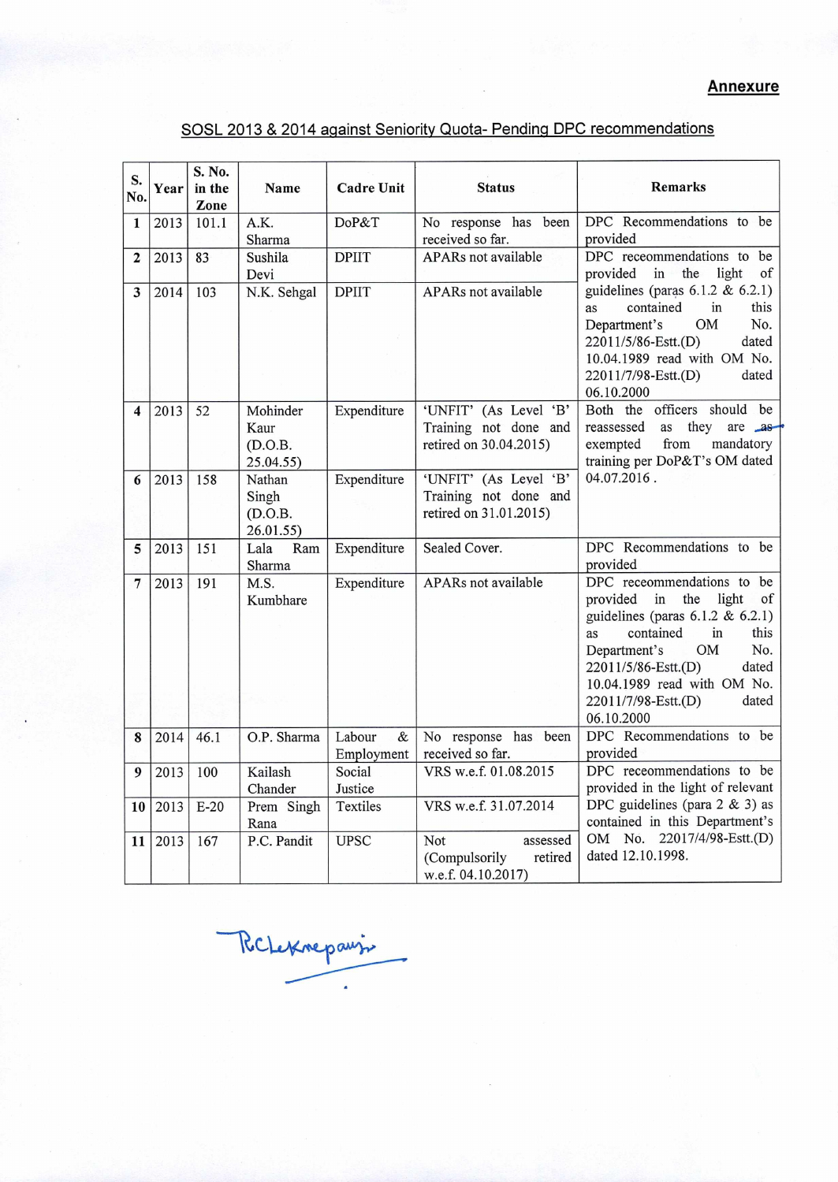**Annexure**

SOSL 2013 & 2014 against Seniority Quota- Pending DPC recommendations

| S. No. | Year | S. No. in the Zone | Name | Cadre Unit | Status | Remarks |
|---|---|---|---|---|---|---|
| 1 | 2013 | 101.1 | A.K. Sharma | DoP&T | No response has been received so far. | DPC Recommendations to be provided |
| 2 | 2013 | 83 | Sushila Devi | DPIIT | APARs not available | DPC receommendations to be provided in the light of guidelines (paras 6.1.2 & 6.2.1) as contained in this Department's OM No. 22011/5/86-Estt.(D) dated 10.04.1989 read with OM No. 22011/7/98-Estt.(D) dated 06.10.2000 |
| 3 | 2014 | 103 | N.K. Sehgal | DPIIT | APARs not available | |
| 4 | 2013 | 52 | Mohinder Kaur (D.O.B. 25.04.55) | Expenditure | 'UNFIT' (As Level 'B' Training not done and retired on 30.04.2015) | Both the officers should be reassessed as they are ~~as~~ exempted from mandatory training per DoP&T's OM dated 04.07.2016 . |
| 6 | 2013 | 158 | Nathan Singh (D.O.B. 26.01.55) | Expenditure | 'UNFIT' (As Level 'B' Training not done and retired on 31.01.2015) | |
| 5 | 2013 | 151 | Lala Ram Sharma | Expenditure | Sealed Cover. | DPC Recommendations to be provided |
| 7 | 2013 | 191 | M.S. Kumbhare | Expenditure | APARs not available | DPC receommendations to be provided in the light of guidelines (paras 6.1.2 & 6.2.1) as contained in this Department's OM No. 22011/5/86-Estt.(D) dated 10.04.1989 read with OM No. 22011/7/98-Estt.(D) dated 06.10.2000 |
| 8 | 2014 | 46.1 | O.P. Sharma | Labour & Employment | No response has been received so far. | DPC Recommendations to be provided |
| 9 | 2013 | 100 | Kailash Chander | Social Justice | VRS w.e.f. 01.08.2015 | DPC receommendations to be provided in the light of relevant DPC guidelines (para 2 & 3) as contained in this Department's OM No. 22017/4/98-Estt.(D) dated 12.10.1998. |
| 10 | 2013 | E-20 | Prem Singh Rana | Textiles | VRS w.e.f. 31.07.2014 | |
| 11 | 2013 | 167 | P.C. Pandit | UPSC | Not assessed (Compulsorily retired w.e.f. 04.10.2017) | |

R.C. Lekhrajani